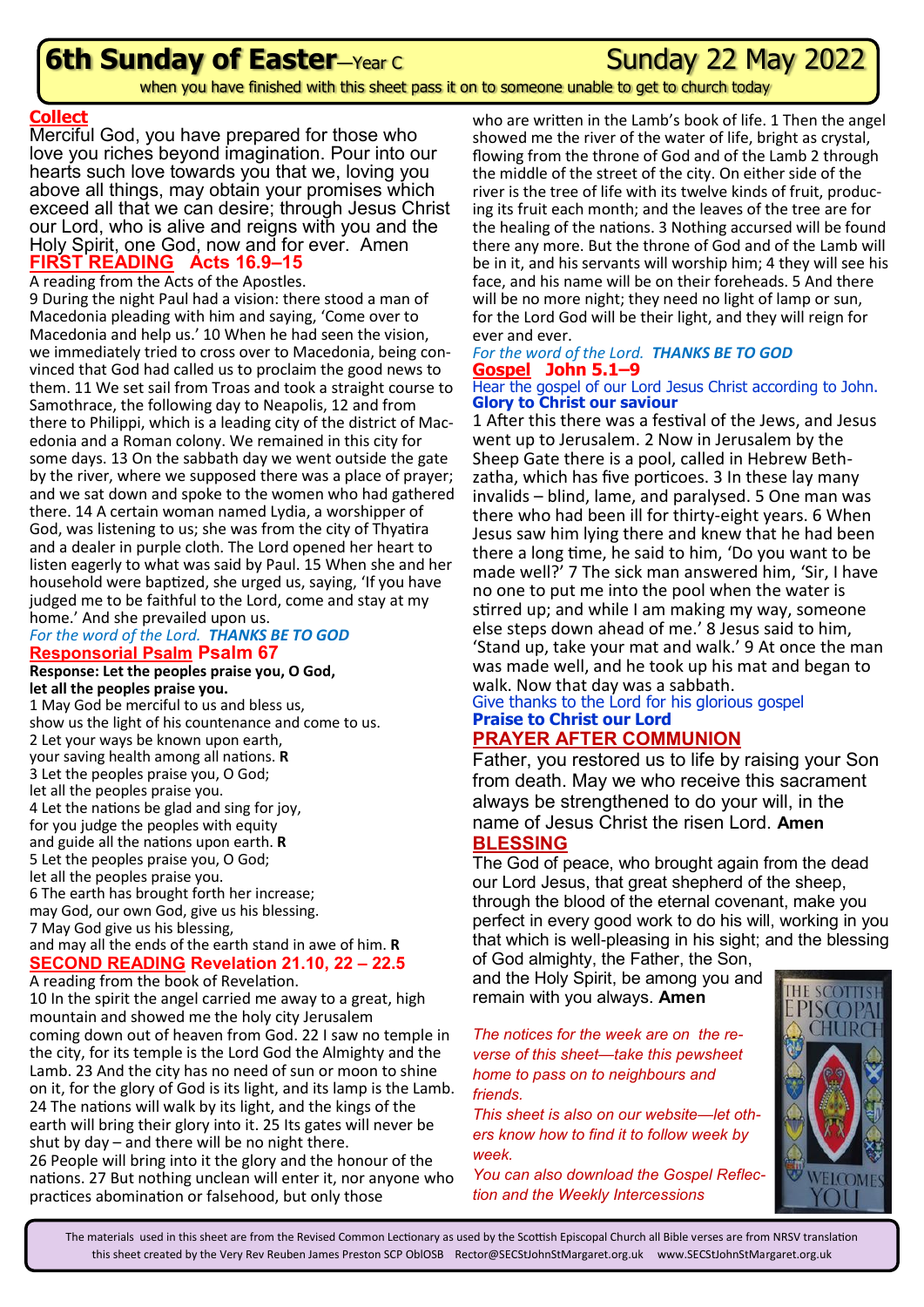# 6th Sunday of Easter—Year C

Sunday 22 May 2022

when you have finished with this sheet pass it on to someone unable to get to church today

## Collect

Merciful God, you have prepared for those who love you riches beyond imagination. Pour into our hearts such love towards you that we, loving you above all things, may obtain your promises which exceed all that we can desire; through Jesus Christ our Lord, who is alive and reigns with you and the Holy Spirit, one God, now and for ever. Amen

## FIRST READING Acts 16.9–15

A reading from the Acts of the Apostles.

9 During the night Paul had a vision: there stood a man of Macedonia pleading with him and saying, 'Come over to Macedonia and help us.' 10 When he had seen the vision, we immediately tried to cross over to Macedonia, being convinced that God had called us to proclaim the good news to them. 11 We set sail from Troas and took a straight course to Samothrace, the following day to Neapolis, 12 and from there to Philippi, which is a leading city of the district of Macedonia and a Roman colony. We remained in this city for some days. 13 On the sabbath day we went outside the gate by the river, where we supposed there was a place of prayer; and we sat down and spoke to the women who had gathered there. 14 A certain woman named Lydia, a worshipper of God, was listening to us; she was from the city of Thyatira and a dealer in purple cloth. The Lord opened her heart to listen eagerly to what was said by Paul. 15 When she and her household were baptized, she urged us, saying, 'If you have judged me to be faithful to the Lord, come and stay at my home.' And she prevailed upon us.

*For the word of the Lord.* ***THANKS BE TO GOD***

## Responsorial Psalm Psalm 67

**Response: Let the peoples praise you, O God, let all the peoples praise you.**

1 May God be merciful to us and bless us,
show us the light of his countenance and come to us.
2 Let your ways be known upon earth,
your saving health among all nations. **R**
3 Let the peoples praise you, O God;
let all the peoples praise you.
4 Let the nations be glad and sing for joy,
for you judge the peoples with equity
and guide all the nations upon earth. **R**
5 Let the peoples praise you, O God;
let all the peoples praise you.
6 The earth has brought forth her increase;
may God, our own God, give us his blessing.
7 May God give us his blessing,
and may all the ends of the earth stand in awe of him. **R**

## SECOND READING Revelation 21.10, 22 – 22.5

A reading from the book of Revelation.

10 In the spirit the angel carried me away to a great, high mountain and showed me the holy city Jerusalem coming down out of heaven from God. 22 I saw no temple in the city, for its temple is the Lord God the Almighty and the Lamb. 23 And the city has no need of sun or moon to shine on it, for the glory of God is its light, and its lamp is the Lamb. 24 The nations will walk by its light, and the kings of the earth will bring their glory into it. 25 Its gates will never be shut by day – and there will be no night there.
26 People will bring into it the glory and the honour of the nations. 27 But nothing unclean will enter it, nor anyone who practices abomination or falsehood, but only those who are written in the Lamb's book of life. 1 Then the angel showed me the river of the water of life, bright as crystal, flowing from the throne of God and of the Lamb 2 through the middle of the street of the city. On either side of the river is the tree of life with its twelve kinds of fruit, producing its fruit each month; and the leaves of the tree are for the healing of the nations. 3 Nothing accursed will be found there any more. But the throne of God and of the Lamb will be in it, and his servants will worship him; 4 they will see his face, and his name will be on their foreheads. 5 And there will be no more night; they need no light of lamp or sun, for the Lord God will be their light, and they will reign for ever and ever.

*For the word of the Lord.* ***THANKS BE TO GOD***

## Gospel John 5.1–9

Hear the gospel of our Lord Jesus Christ according to John.
**Glory to Christ our saviour**

1 After this there was a festival of the Jews, and Jesus went up to Jerusalem. 2 Now in Jerusalem by the Sheep Gate there is a pool, called in Hebrew Beth-zatha, which has five porticoes. 3 In these lay many invalids – blind, lame, and paralysed. 5 One man was there who had been ill for thirty-eight years. 6 When Jesus saw him lying there and knew that he had been there a long time, he said to him, 'Do you want to be made well?' 7 The sick man answered him, 'Sir, I have no one to put me into the pool when the water is stirred up; and while I am making my way, someone else steps down ahead of me.' 8 Jesus said to him, 'Stand up, take your mat and walk.' 9 At once the man was made well, and he took up his mat and began to walk. Now that day was a sabbath.

Give thanks to the Lord for his glorious gospel
**Praise to Christ our Lord**

## PRAYER AFTER COMMUNION

Father, you restored us to life by raising your Son from death. May we who receive this sacrament always be strengthened to do your will, in the name of Jesus Christ the risen Lord. **Amen**

## BLESSING

The God of peace, who brought again from the dead our Lord Jesus, that great shepherd of the sheep, through the blood of the eternal covenant, make you perfect in every good work to do his will, working in you that which is well-pleasing in his sight; and the blessing of God almighty, the Father, the Son, and the Holy Spirit, be among you and remain with you always. **Amen**

*The notices for the week are on the reverse of this sheet—take this pewsheet home to pass on to neighbours and friends.*

*This sheet is also on our website—let others know how to find it to follow week by week.*

*You can also download the Gospel Reflection and the Weekly Intercessions*

The Scottish Episcopal Church Welcomes You

The materials used in this sheet are from the Revised Common Lectionary as used by the Scottish Episcopal Church all Bible verses are from NRSV translation
this sheet created by the Very Rev Reuben James Preston SCP OblOSB Rector@SECStJohnStMargaret.org.uk www.SECStJohnStMargaret.org.uk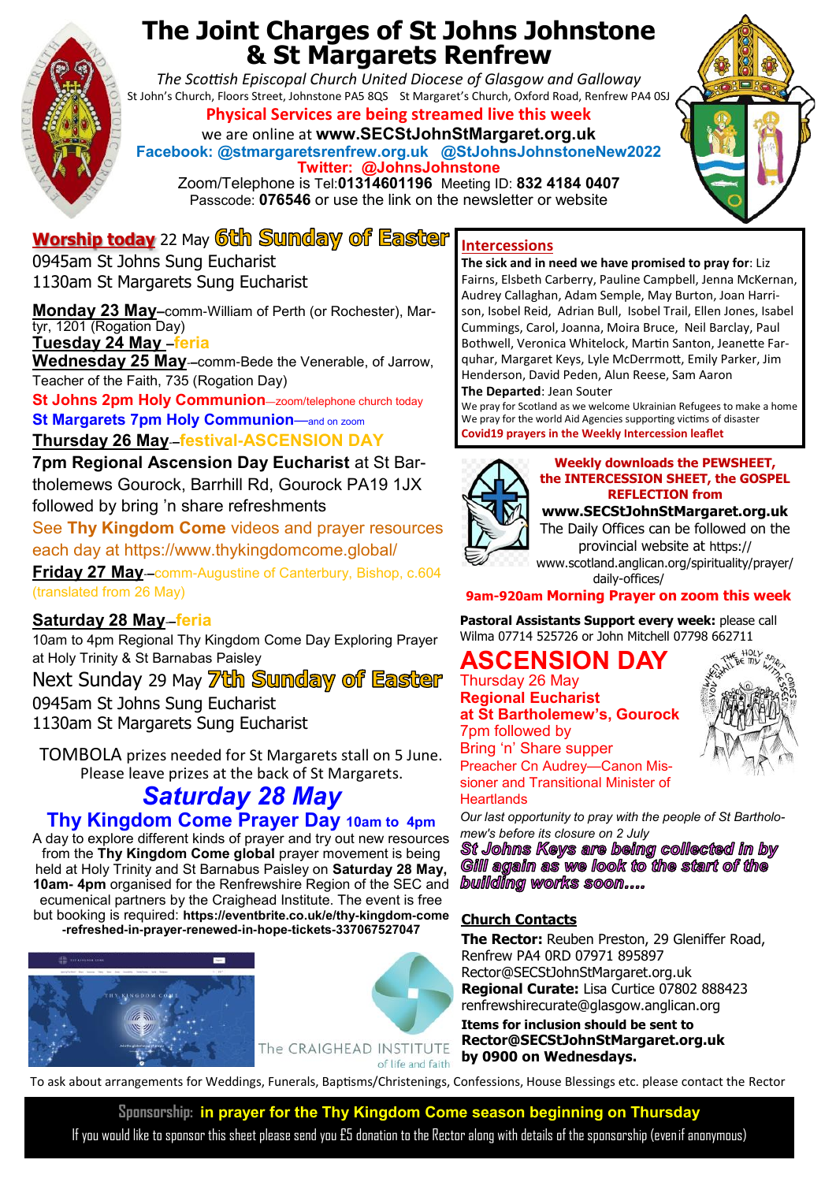# The Joint Charges of St Johns Johnstone & St Margarets Renfrew

*The Scottish Episcopal Church United Diocese of Glasgow and Galloway*

St John's Church, Floors Street, Johnstone PA5 8QS St Margaret's Church, Oxford Road, Renfrew PA4 0SJ

**Physical Services are being streamed live this week**

we are online at **www.SECStJohnStMargaret.org.uk**

**Facebook: @stmargaretsrenfrew.org.uk @StJohnsJohnstoneNew2022**

**Twitter: @JohnsJohnstone**

Zoom/Telephone is Tel:**01314601196** Meeting ID: **832 4184 0407**

Passcode: **076546** or use the link on the newsletter or website

## Worship today 22 May 6th Sunday of Easter

0945am St Johns Sung Eucharist

1130am St Margarets Sung Eucharist

**Monday 23 May**–comm-William of Perth (or Rochester), Martyr, 1201 (Rogation Day)

**Tuesday 24 May** –feria

**Wednesday 25 May**–comm-Bede the Venerable, of Jarrow, Teacher of the Faith, 735 (Rogation Day)

**St Johns 2pm Holy Communion**—zoom/telephone church today

**St Margarets 7pm Holy Communion**—and on zoom

**Thursday 26 May**–festival-ASCENSION DAY

**7pm Regional Ascension Day Eucharist** at St Bartholemews Gourock, Barrhill Rd, Gourock PA19 1JX followed by bring 'n share refreshments

See **Thy Kingdom Come** videos and prayer resources each day at https://www.thykingdomcome.global/

**Friday 27 May**–comm-Augustine of Canterbury, Bishop, c.604 (translated from 26 May)

**Saturday 28 May**–feria

10am to 4pm Regional Thy Kingdom Come Day Exploring Prayer at Holy Trinity & St Barnabas Paisley

Next Sunday 29 May **7th Sunday of Easter**

0945am St Johns Sung Eucharist

1130am St Margarets Sung Eucharist

TOMBOLA prizes needed for St Margarets stall on 5 June. Please leave prizes at the back of St Margarets.

## *Saturday 28 May*

### Thy Kingdom Come Prayer Day 10am to 4pm

A day to explore different kinds of prayer and try out new resources from the **Thy Kingdom Come global** prayer movement is being held at Holy Trinity and St Barnabus Paisley on **Saturday 28 May, 10am- 4pm** organised for the Renfrewshire Region of the SEC and ecumenical partners by the Craighead Institute. The event is free but booking is required: **https://eventbrite.co.uk/e/thy-kingdom-come-refreshed-in-prayer-renewed-in-hope-tickets-337067527047**

The CRAIGHEAD INSTITUTE of life and faith

## Intercessions

**The sick and in need we have promised to pray for**: Liz Fairns, Elsbeth Carberry, Pauline Campbell, Jenna McKernan, Audrey Callaghan, Adam Semple, May Burton, Joan Harrison, Isobel Reid, Adrian Bull, Isobel Trail, Ellen Jones, Isabel Cummings, Carol, Joanna, Moira Bruce, Neil Barclay, Paul Bothwell, Veronica Whitelock, Martin Santon, Jeanette Farquhar, Margaret Keys, Lyle McDerrmott, Emily Parker, Jim Henderson, David Peden, Alun Reese, Sam Aaron

**The Departed**: Jean Souter

We pray for Scotland as we welcome Ukrainian Refugees to make a home

We pray for the world Aid Agencies supporting victims of disaster

**Covid19 prayers in the Weekly Intercession leaflet**

**Weekly downloads the PEWSHEET, the INTERCESSION SHEET, the GOSPEL REFLECTION from**

**www.SECStJohnStMargaret.org.uk**

The Daily Offices can be followed on the provincial website at https://www.scotland.anglican.org/spirituality/prayer/daily-offices/

**9am-920am Morning Prayer on zoom this week**

**Pastoral Assistants Support every week:** please call Wilma 07714 525726 or John Mitchell 07798 662711

## ASCENSION DAY

Thursday 26 May

**Regional Eucharist at St Bartholemew's, Gourock**

7pm followed by

Bring 'n' Share supper

Preacher Cn Audrey—Canon Missioner and Transitional Minister of Heartlands

*Our last opportunity to pray with the people of St Bartholomew's before its closure on 2 July*

***St Johns Keys are being collected in by Gill again as we look to the start of the building works soon....***

## Church Contacts

**The Rector:** Reuben Preston, 29 Gleniffer Road, Renfrew PA4 0RD 07971 895897

Rector@SECStJohnStMargaret.org.uk

**Regional Curate:** Lisa Curtice 07802 888423

renfrewshirecurate@glasgow.anglican.org

**Items for inclusion should be sent to Rector@SECStJohnStMargaret.org.uk by 0900 on Wednesdays.**

To ask about arrangements for Weddings, Funerals, Baptisms/Christenings, Confessions, House Blessings etc. please contact the Rector

**Sponsorship: in prayer for the Thy Kingdom Come season beginning on Thursday**

If you would like to sponsor this sheet please send you £5 donation to the Rector along with details of the sponsorship (even if anonymous)